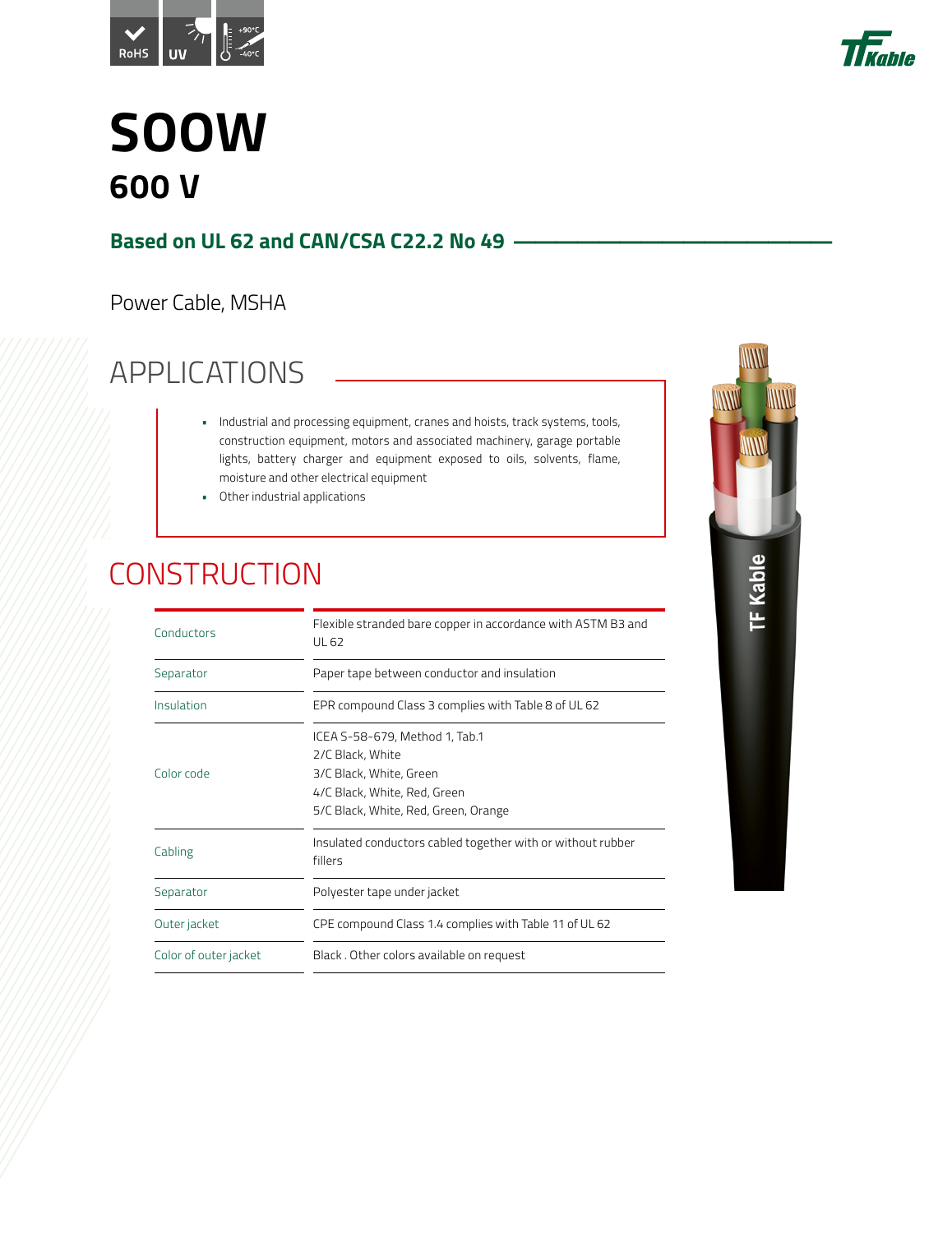# SOOW

## 600 V

### Based on UL 62 and CAN/CSA C22.2 No 49

Power Cable, MSHA

## APPLICATIONS

- Industrial and processing equipment, cranes and hoists, track systems, tools, construction equipment, motors and associated machinery, garage portable lights, battery charger and equipment exposed to oils, solvents, flame, moisture and other electrical equipment
- Other industrial applications

## CONSTRUCTION

| | |
|---|---|
| Conductors | Flexible stranded bare copper in accordance with ASTM B3 and UL 62 |
| Separator | Paper tape between conductor and insulation |
| Insulation | EPR compound Class 3 complies with Table 8 of UL 62 |
| Color code | ICEA S-58-679, Method 1, Tab.1<br>2/C Black, White<br>3/C Black, White, Green<br>4/C Black, White, Red, Green<br>5/C Black, White, Red, Green, Orange |
| Cabling | Insulated conductors cabled together with or without rubber fillers |
| Separator | Polyester tape under jacket |
| Outer jacket | CPE compound Class 1.4 complies with Table 11 of UL 62 |
| Color of outer jacket | Black . Other colors available on request |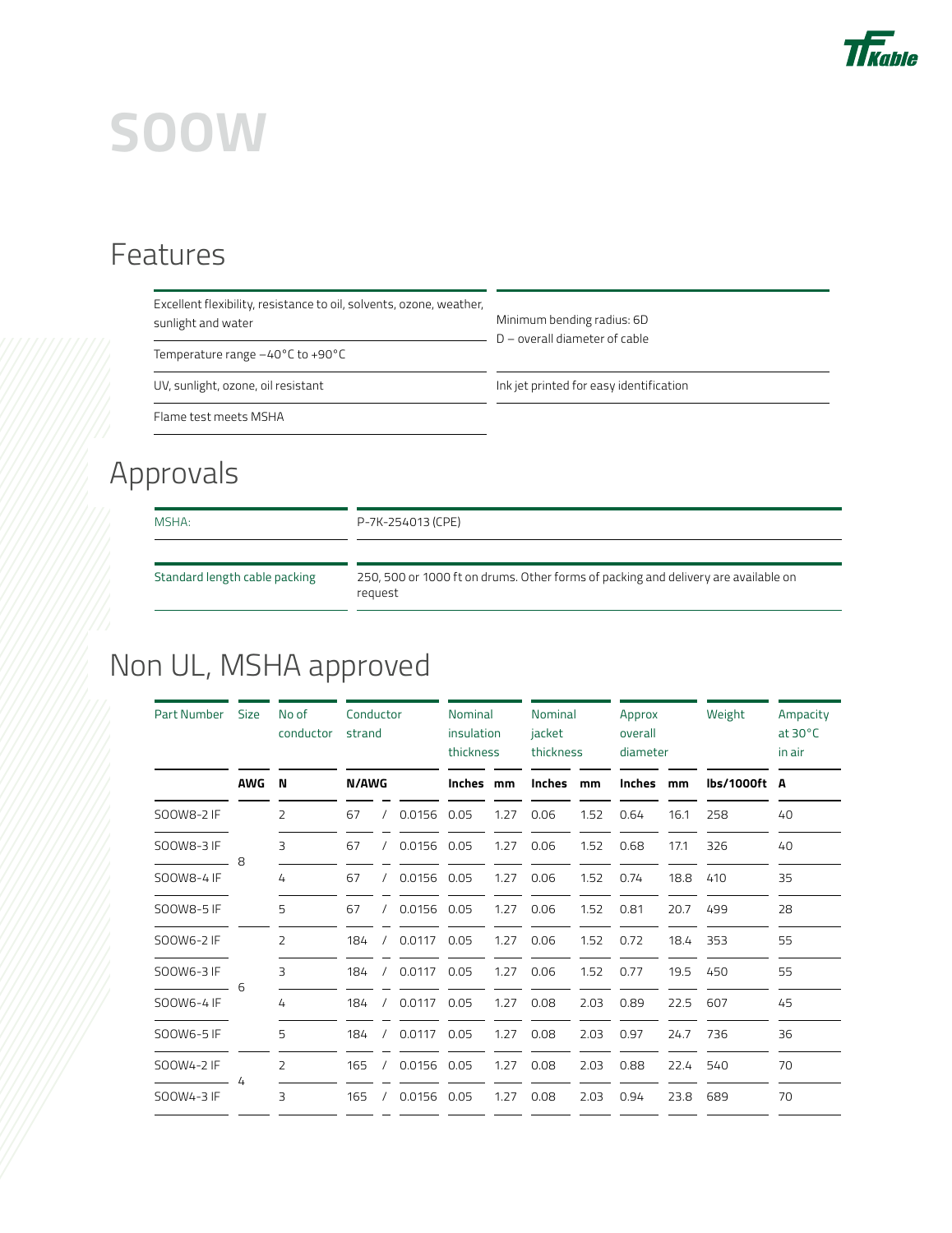# SOOW

## Features

| | |
|---|---|
| Excellent flexibility, resistance to oil, solvents, ozone, weather, sunlight and water | Minimum bending radius: 6D<br>D – overall diameter of cable |
| Temperature range −40°C to +90°C | |
| UV, sunlight, ozone, oil resistant | Ink jet printed for easy identification |
| Flame test meets MSHA | |

## Approvals

| | |
|---|---|
| MSHA: | P-7K-254013 (CPE) |
| Standard length cable packing | 250, 500 or 1000 ft on drums. Other forms of packing and delivery are available on request |

## Non UL, MSHA approved

| Part Number | Size | No of conductor | Conductor strand | | | Nominal insulation thickness | | Nominal jacket thickness | | Approx overall diameter | | Weight | Ampacity at 30°C in air |
|---|---|---|---|---|---|---|---|---|---|---|---|---|---|
| | AWG | N | N/AWG | | | Inches | mm | Inches | mm | Inches | mm | lbs/1000ft | A |
| SOOW8-2 IF | 8 | 2 | 67 | / | 0.0156 | 0.05 | 1.27 | 0.06 | 1.52 | 0.64 | 16.1 | 258 | 40 |
| SOOW8-3 IF | | 3 | 67 | / | 0.0156 | 0.05 | 1.27 | 0.06 | 1.52 | 0.68 | 17.1 | 326 | 40 |
| SOOW8-4 IF | | 4 | 67 | / | 0.0156 | 0.05 | 1.27 | 0.06 | 1.52 | 0.74 | 18.8 | 410 | 35 |
| SOOW8-5 IF | | 5 | 67 | / | 0.0156 | 0.05 | 1.27 | 0.06 | 1.52 | 0.81 | 20.7 | 499 | 28 |
| SOOW6-2 IF | 6 | 2 | 184 | / | 0.0117 | 0.05 | 1.27 | 0.06 | 1.52 | 0.72 | 18.4 | 353 | 55 |
| SOOW6-3 IF | | 3 | 184 | / | 0.0117 | 0.05 | 1.27 | 0.06 | 1.52 | 0.77 | 19.5 | 450 | 55 |
| SOOW6-4 IF | | 4 | 184 | / | 0.0117 | 0.05 | 1.27 | 0.08 | 2.03 | 0.89 | 22.5 | 607 | 45 |
| SOOW6-5 IF | | 5 | 184 | / | 0.0117 | 0.05 | 1.27 | 0.08 | 2.03 | 0.97 | 24.7 | 736 | 36 |
| SOOW4-2 IF | 4 | 2 | 165 | / | 0.0156 | 0.05 | 1.27 | 0.08 | 2.03 | 0.88 | 22.4 | 540 | 70 |
| SOOW4-3 IF | | 3 | 165 | / | 0.0156 | 0.05 | 1.27 | 0.08 | 2.03 | 0.94 | 23.8 | 689 | 70 |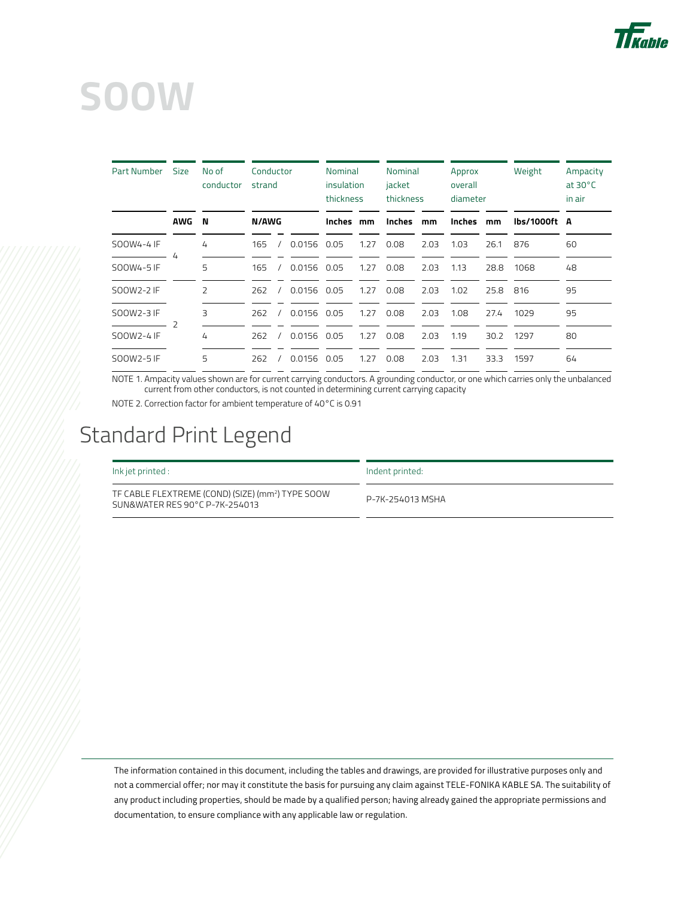# SOOW

| Part Number | Size | No of conductor | Conductor strand | | | Nominal insulation thickness | | Nominal jacket thickness | | Approx overall diameter | | Weight | Ampacity at 30°C in air |
|---|---|---|---|---|---|---|---|---|---|---|---|---|---|
| | **AWG** | **N** | **N/AWG** | | | **Inches** | **mm** | **Inches** | **mm** | **Inches** | **mm** | **lbs/1000ft** | **A** |
| SOOW4-4 IF | 4 | 4 | 165 | / | 0.0156 | 0.05 | 1.27 | 0.08 | 2.03 | 1.03 | 26.1 | 876 | 60 |
| SOOW4-5 IF | | 5 | 165 | / | 0.0156 | 0.05 | 1.27 | 0.08 | 2.03 | 1.13 | 28.8 | 1068 | 48 |
| SOOW2-2 IF | 2 | 2 | 262 | / | 0.0156 | 0.05 | 1.27 | 0.08 | 2.03 | 1.02 | 25.8 | 816 | 95 |
| SOOW2-3 IF | | 3 | 262 | / | 0.0156 | 0.05 | 1.27 | 0.08 | 2.03 | 1.08 | 27.4 | 1029 | 95 |
| SOOW2-4 IF | | 4 | 262 | / | 0.0156 | 0.05 | 1.27 | 0.08 | 2.03 | 1.19 | 30.2 | 1297 | 80 |
| SOOW2-5 IF | | 5 | 262 | / | 0.0156 | 0.05 | 1.27 | 0.08 | 2.03 | 1.31 | 33.3 | 1597 | 64 |

NOTE 1. Ampacity values shown are for current carrying conductors. A grounding conductor, or one which carries only the unbalanced current from other conductors, is not counted in determining current carrying capacity

NOTE 2. Correction factor for ambient temperature of 40°C is 0.91

## Standard Print Legend

| Ink jet printed : | Indent printed: |
|---|---|
| TF CABLE FLEXTREME (COND) (SIZE) ($mm^2$) TYPE SOOW SUN&WATER RES 90°C P-7K-254013 | P-7K-254013 MSHA |

The information contained in this document, including the tables and drawings, are provided for illustrative purposes only and not a commercial offer; nor may it constitute the basis for pursuing any claim against TELE-FONIKA KABLE SA. The suitability of any product including properties, should be made by a qualified person; having already gained the appropriate permissions and documentation, to ensure compliance with any applicable law or regulation.